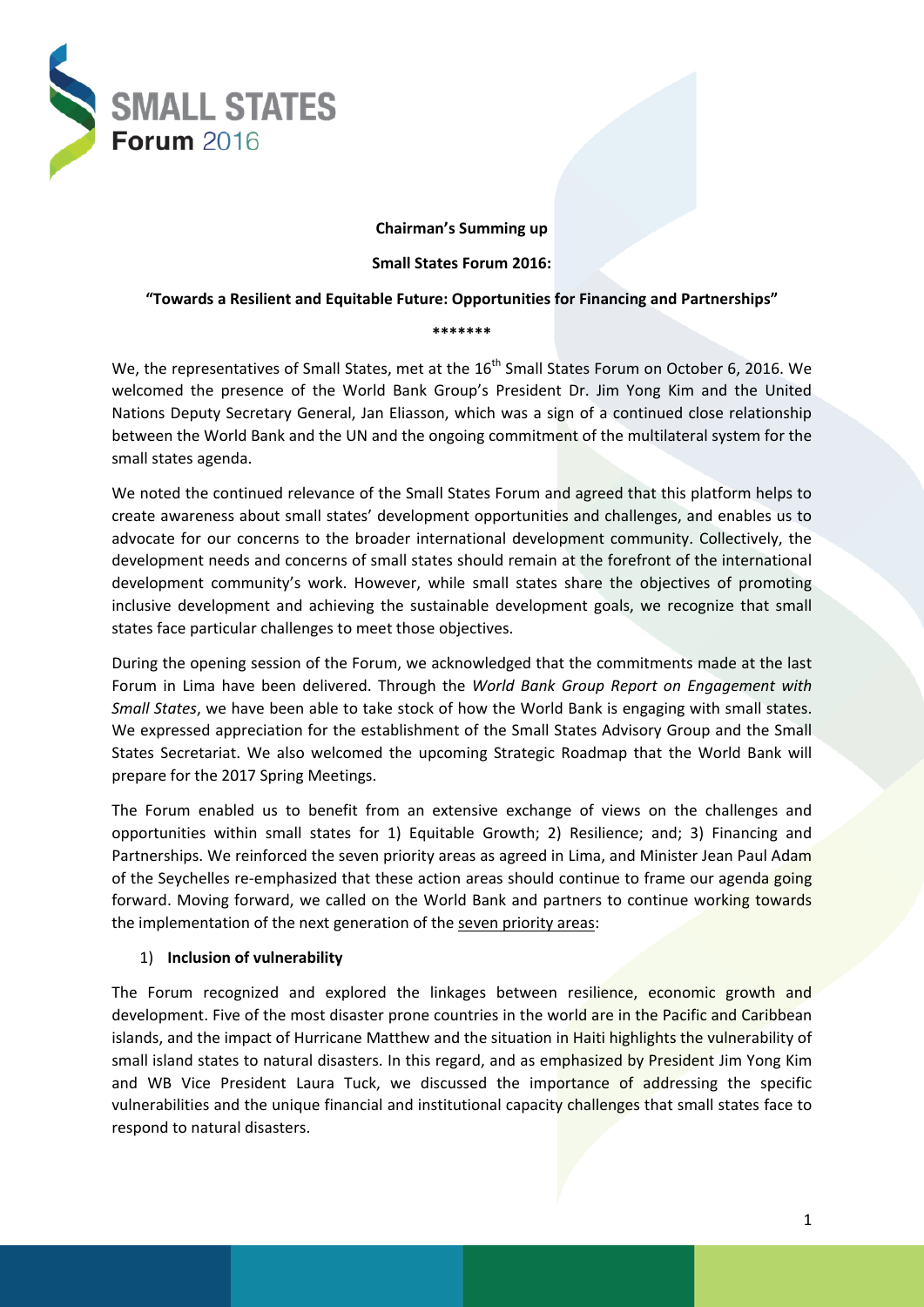**SMALL STATES Forum 2016**

**Chairman's Summing up**

**Small States Forum 2016:**

**"Towards a Resilient and Equitable Future: Opportunities for Financing and Partnerships"**

*******

We, the representatives of Small States, met at the 16th Small States Forum on October 6, 2016. We welcomed the presence of the World Bank Group's President Dr. Jim Yong Kim and the United Nations Deputy Secretary General, Jan Eliasson, which was a sign of a continued close relationship between the World Bank and the UN and the ongoing commitment of the multilateral system for the small states agenda.

We noted the continued relevance of the Small States Forum and agreed that this platform helps to create awareness about small states' development opportunities and challenges, and enables us to advocate for our concerns to the broader international development community. Collectively, the development needs and concerns of small states should remain at the forefront of the international development community's work. However, while small states share the objectives of promoting inclusive development and achieving the sustainable development goals, we recognize that small states face particular challenges to meet those objectives.

During the opening session of the Forum, we acknowledged that the commitments made at the last Forum in Lima have been delivered. Through the *World Bank Group Report on Engagement with Small States*, we have been able to take stock of how the World Bank is engaging with small states. We expressed appreciation for the establishment of the Small States Advisory Group and the Small States Secretariat. We also welcomed the upcoming Strategic Roadmap that the World Bank will prepare for the 2017 Spring Meetings.

The Forum enabled us to benefit from an extensive exchange of views on the challenges and opportunities within small states for 1) Equitable Growth; 2) Resilience; and; 3) Financing and Partnerships. We reinforced the seven priority areas as agreed in Lima, and Minister Jean Paul Adam of the Seychelles re-emphasized that these action areas should continue to frame our agenda going forward. Moving forward, we called on the World Bank and partners to continue working towards the implementation of the next generation of the seven priority areas:

1) **Inclusion of vulnerability**

The Forum recognized and explored the linkages between resilience, economic growth and development. Five of the most disaster prone countries in the world are in the Pacific and Caribbean islands, and the impact of Hurricane Matthew and the situation in Haiti highlights the vulnerability of small island states to natural disasters. In this regard, and as emphasized by President Jim Yong Kim and WB Vice President Laura Tuck, we discussed the importance of addressing the specific vulnerabilities and the unique financial and institutional capacity challenges that small states face to respond to natural disasters.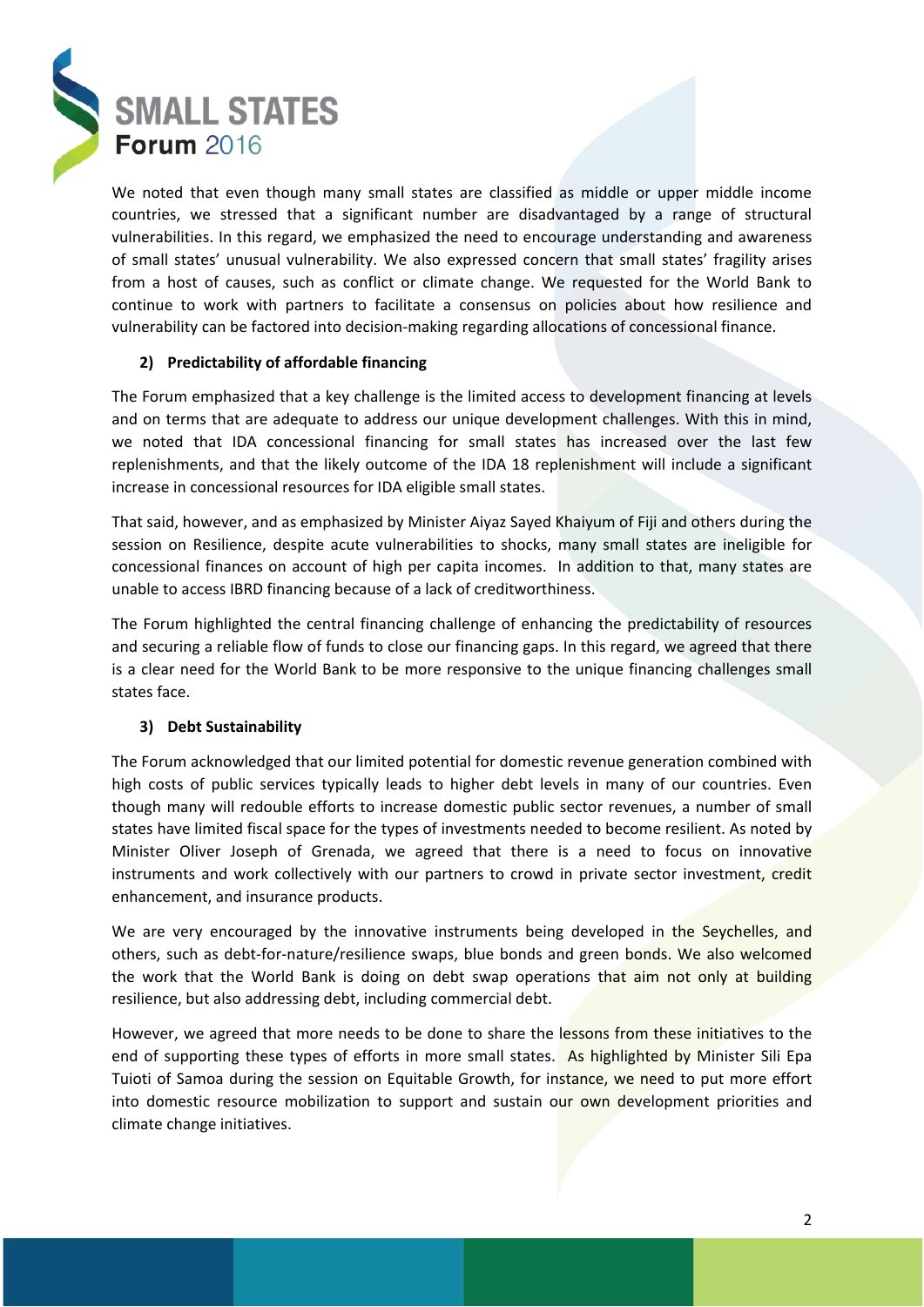We noted that even though many small states are classified as middle or upper middle income countries, we stressed that a significant number are disadvantaged by a range of structural vulnerabilities. In this regard, we emphasized the need to encourage understanding and awareness of small states' unusual vulnerability. We also expressed concern that small states' fragility arises from a host of causes, such as conflict or climate change. We requested for the World Bank to continue to work with partners to facilitate a consensus on policies about how resilience and vulnerability can be factored into decision-making regarding allocations of concessional finance.

### 2) Predictability of affordable financing

The Forum emphasized that a key challenge is the limited access to development financing at levels and on terms that are adequate to address our unique development challenges. With this in mind, we noted that IDA concessional financing for small states has increased over the last few replenishments, and that the likely outcome of the IDA 18 replenishment will include a significant increase in concessional resources for IDA eligible small states.

That said, however, and as emphasized by Minister Aiyaz Sayed Khaiyum of Fiji and others during the session on Resilience, despite acute vulnerabilities to shocks, many small states are ineligible for concessional finances on account of high per capita incomes. In addition to that, many states are unable to access IBRD financing because of a lack of creditworthiness.

The Forum highlighted the central financing challenge of enhancing the predictability of resources and securing a reliable flow of funds to close our financing gaps. In this regard, we agreed that there is a clear need for the World Bank to be more responsive to the unique financing challenges small states face.

### 3) Debt Sustainability

The Forum acknowledged that our limited potential for domestic revenue generation combined with high costs of public services typically leads to higher debt levels in many of our countries. Even though many will redouble efforts to increase domestic public sector revenues, a number of small states have limited fiscal space for the types of investments needed to become resilient. As noted by Minister Oliver Joseph of Grenada, we agreed that there is a need to focus on innovative instruments and work collectively with our partners to crowd in private sector investment, credit enhancement, and insurance products.

We are very encouraged by the innovative instruments being developed in the Seychelles, and others, such as debt-for-nature/resilience swaps, blue bonds and green bonds. We also welcomed the work that the World Bank is doing on debt swap operations that aim not only at building resilience, but also addressing debt, including commercial debt.

However, we agreed that more needs to be done to share the lessons from these initiatives to the end of supporting these types of efforts in more small states. As highlighted by Minister Sili Epa Tuioti of Samoa during the session on Equitable Growth, for instance, we need to put more effort into domestic resource mobilization to support and sustain our own development priorities and climate change initiatives.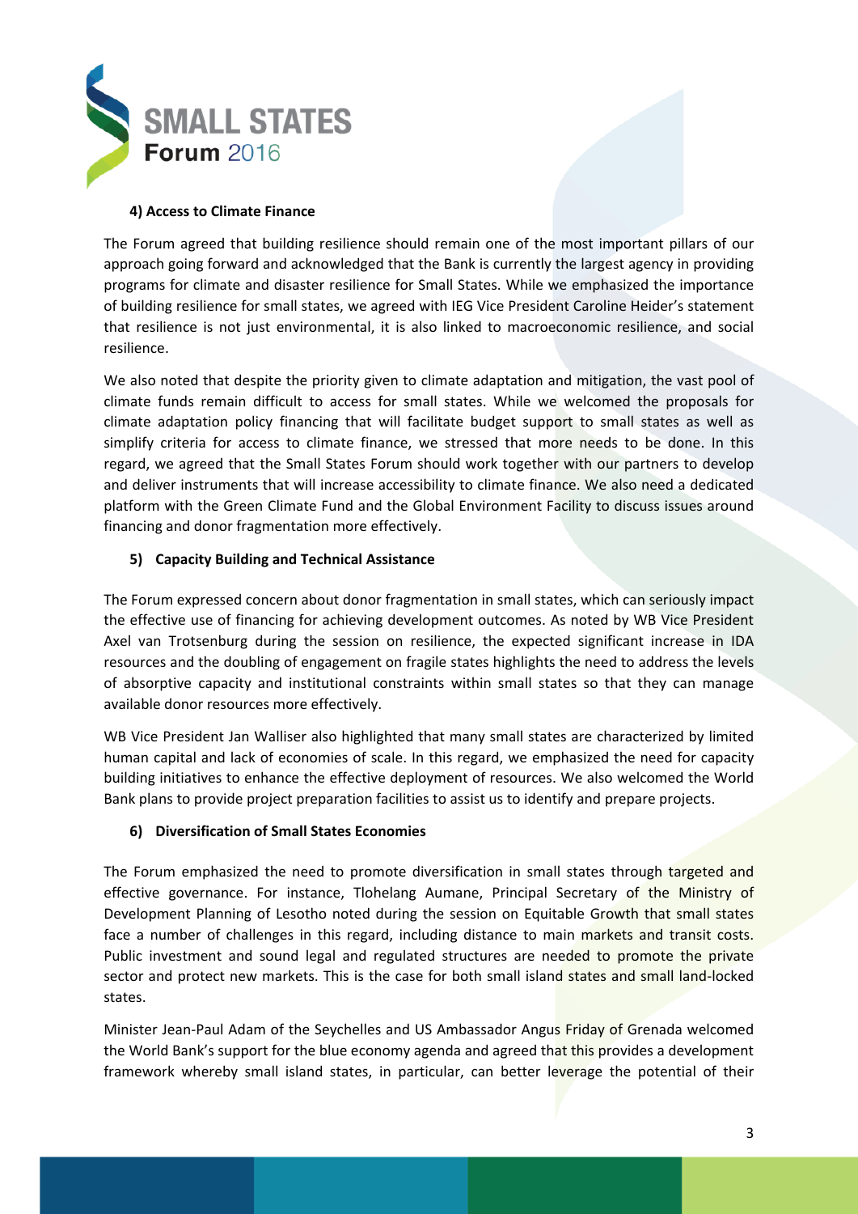#### 4) Access to Climate Finance

The Forum agreed that building resilience should remain one of the most important pillars of our approach going forward and acknowledged that the Bank is currently the largest agency in providing programs for climate and disaster resilience for Small States. While we emphasized the importance of building resilience for small states, we agreed with IEG Vice President Caroline Heider's statement that resilience is not just environmental, it is also linked to macroeconomic resilience, and social resilience.

We also noted that despite the priority given to climate adaptation and mitigation, the vast pool of climate funds remain difficult to access for small states. While we welcomed the proposals for climate adaptation policy financing that will facilitate budget support to small states as well as simplify criteria for access to climate finance, we stressed that more needs to be done. In this regard, we agreed that the Small States Forum should work together with our partners to develop and deliver instruments that will increase accessibility to climate finance. We also need a dedicated platform with the Green Climate Fund and the Global Environment Facility to discuss issues around financing and donor fragmentation more effectively.

#### 5) Capacity Building and Technical Assistance

The Forum expressed concern about donor fragmentation in small states, which can seriously impact the effective use of financing for achieving development outcomes. As noted by WB Vice President Axel van Trotsenburg during the session on resilience, the expected significant increase in IDA resources and the doubling of engagement on fragile states highlights the need to address the levels of absorptive capacity and institutional constraints within small states so that they can manage available donor resources more effectively.

WB Vice President Jan Walliser also highlighted that many small states are characterized by limited human capital and lack of economies of scale. In this regard, we emphasized the need for capacity building initiatives to enhance the effective deployment of resources. We also welcomed the World Bank plans to provide project preparation facilities to assist us to identify and prepare projects.

#### 6) Diversification of Small States Economies

The Forum emphasized the need to promote diversification in small states through targeted and effective governance. For instance, Tlohelang Aumane, Principal Secretary of the Ministry of Development Planning of Lesotho noted during the session on Equitable Growth that small states face a number of challenges in this regard, including distance to main markets and transit costs. Public investment and sound legal and regulated structures are needed to promote the private sector and protect new markets. This is the case for both small island states and small land-locked states.

Minister Jean-Paul Adam of the Seychelles and US Ambassador Angus Friday of Grenada welcomed the World Bank's support for the blue economy agenda and agreed that this provides a development framework whereby small island states, in particular, can better leverage the potential of their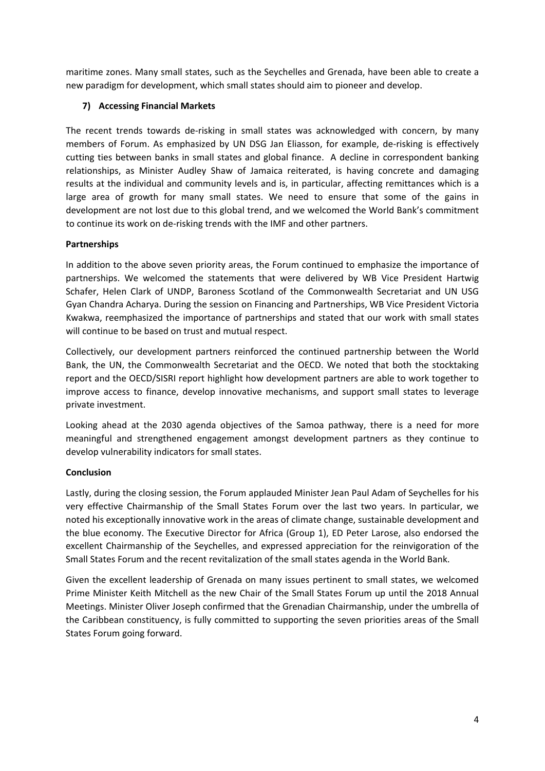maritime zones. Many small states, such as the Seychelles and Grenada, have been able to create a new paradigm for development, which small states should aim to pioneer and develop.

### 7) Accessing Financial Markets

The recent trends towards de-risking in small states was acknowledged with concern, by many members of Forum. As emphasized by UN DSG Jan Eliasson, for example, de-risking is effectively cutting ties between banks in small states and global finance. A decline in correspondent banking relationships, as Minister Audley Shaw of Jamaica reiterated, is having concrete and damaging results at the individual and community levels and is, in particular, affecting remittances which is a large area of growth for many small states. We need to ensure that some of the gains in development are not lost due to this global trend, and we welcomed the World Bank's commitment to continue its work on de-risking trends with the IMF and other partners.

### Partnerships

In addition to the above seven priority areas, the Forum continued to emphasize the importance of partnerships. We welcomed the statements that were delivered by WB Vice President Hartwig Schafer, Helen Clark of UNDP, Baroness Scotland of the Commonwealth Secretariat and UN USG Gyan Chandra Acharya. During the session on Financing and Partnerships, WB Vice President Victoria Kwakwa, reemphasized the importance of partnerships and stated that our work with small states will continue to be based on trust and mutual respect.

Collectively, our development partners reinforced the continued partnership between the World Bank, the UN, the Commonwealth Secretariat and the OECD. We noted that both the stocktaking report and the OECD/SISRI report highlight how development partners are able to work together to improve access to finance, develop innovative mechanisms, and support small states to leverage private investment.

Looking ahead at the 2030 agenda objectives of the Samoa pathway, there is a need for more meaningful and strengthened engagement amongst development partners as they continue to develop vulnerability indicators for small states.

### Conclusion

Lastly, during the closing session, the Forum applauded Minister Jean Paul Adam of Seychelles for his very effective Chairmanship of the Small States Forum over the last two years. In particular, we noted his exceptionally innovative work in the areas of climate change, sustainable development and the blue economy. The Executive Director for Africa (Group 1), ED Peter Larose, also endorsed the excellent Chairmanship of the Seychelles, and expressed appreciation for the reinvigoration of the Small States Forum and the recent revitalization of the small states agenda in the World Bank.

Given the excellent leadership of Grenada on many issues pertinent to small states, we welcomed Prime Minister Keith Mitchell as the new Chair of the Small States Forum up until the 2018 Annual Meetings. Minister Oliver Joseph confirmed that the Grenadian Chairmanship, under the umbrella of the Caribbean constituency, is fully committed to supporting the seven priorities areas of the Small States Forum going forward.